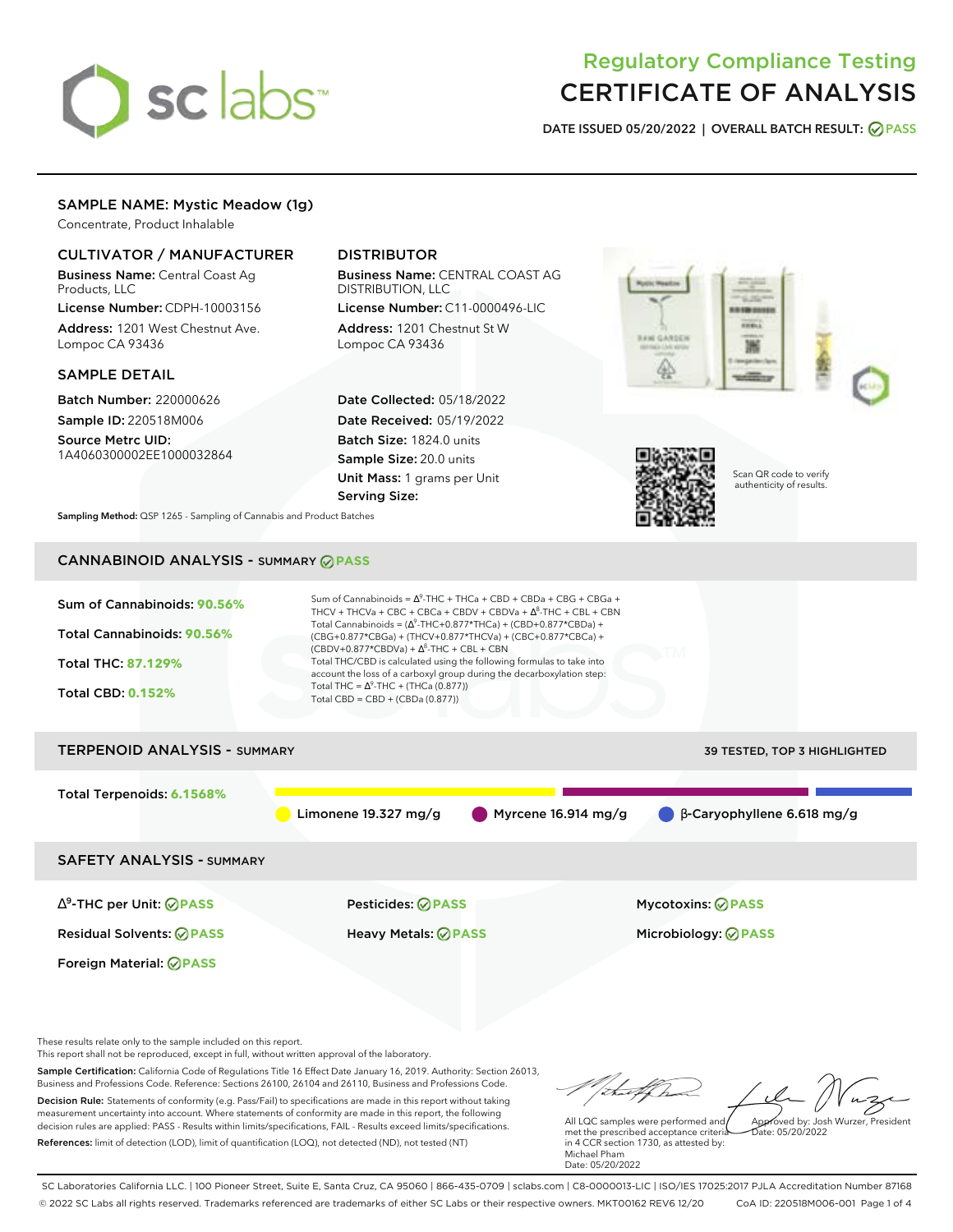# Regulatory Compliance Testing
# CERTIFICATE OF ANALYSIS

**DATE ISSUED 05/20/2022 | OVERALL BATCH RESULT: PASS**

## SAMPLE NAME: Mystic Meadow (1g)

Concentrate, Product Inhalable

### CULTIVATOR / MANUFACTURER

**Business Name:** Central Coast Ag Products, LLC
**License Number:** CDPH-10003156
**Address:** 1201 West Chestnut Ave. Lompoc CA 93436

### DISTRIBUTOR

**Business Name:** CENTRAL COAST AG DISTRIBUTION, LLC
**License Number:** C11-0000496-LIC
**Address:** 1201 Chestnut St W Lompoc CA 93436

### SAMPLE DETAIL

**Batch Number:** 220000626
**Sample ID:** 220518M006
**Source Metrc UID:** 1A4060300002EE1000032864

**Date Collected:** 05/18/2022
**Date Received:** 05/19/2022
**Batch Size:** 1824.0 units
**Sample Size:** 20.0 units
**Unit Mass:** 1 grams per Unit
**Serving Size:**

Scan QR code to verify authenticity of results.

**Sampling Method:** QSP 1265 - Sampling of Cannabis and Product Batches

## CANNABINOID ANALYSIS - SUMMARY PASS

**Sum of Cannabinoids: 90.56%**
**Total Cannabinoids: 90.56%**
**Total THC: 87.129%**
**Total CBD: 0.152%**

Sum of Cannabinoids = $\Delta^9$-THC + THCa + CBD + CBDa + CBG + CBGa + THCV + THCVa + CBC + CBCa + CBDV + CBDVa + $\Delta^8$-THC + CBL + CBN
Total Cannabinoids = ($\Delta^9$-THC+0.877*THCa) + (CBD+0.877*CBDa) + (CBG+0.877*CBGa) + (THCV+0.877*THCVa) + (CBC+0.877*CBCa) + (CBDV+0.877*CBDVa) + $\Delta^8$-THC + CBL + CBN
Total THC/CBD is calculated using the following formulas to take into account the loss of a carboxyl group during the decarboxylation step:
Total THC = $\Delta^9$-THC + (THCa (0.877))
Total CBD = CBD + (CBDa (0.877))

## TERPENOID ANALYSIS - SUMMARY

39 TESTED, TOP 3 HIGHLIGHTED

**Total Terpenoids: 6.1568%**

Limonene 19.327 mg/g | Myrcene 16.914 mg/g | β-Caryophyllene 6.618 mg/g

## SAFETY ANALYSIS - SUMMARY

| | | |
|---|---|---|
| $\Delta^9$-THC per Unit: PASS | Pesticides: PASS | Mycotoxins: PASS |
| Residual Solvents: PASS | Heavy Metals: PASS | Microbiology: PASS |
| Foreign Material: PASS | | |

These results relate only to the sample included on this report.
This report shall not be reproduced, except in full, without written approval of the laboratory.

**Sample Certification:** California Code of Regulations Title 16 Effect Date January 16, 2019. Authority: Section 26013, Business and Professions Code. Reference: Sections 26100, 26104 and 26110, Business and Professions Code.

**Decision Rule:** Statements of conformity (e.g. Pass/Fail) to specifications are made in this report without taking measurement uncertainty into account. Where statements of conformity are made in this report, the following decision rules are applied: PASS - Results within limits/specifications, FAIL - Results exceed limits/specifications.

**References:** limit of detection (LOD), limit of quantification (LOQ), not detected (ND), not tested (NT)

All LQC samples were performed and met the prescribed acceptance criteria in 4 CCR section 1730, as attested by: Michael Pham
Date: 05/20/2022

Approved by: Josh Wurzer, President
Date: 05/20/2022

SC Laboratories California LLC. | 100 Pioneer Street, Suite E, Santa Cruz, CA 95060 | 866-435-0709 | sclabs.com | C8-0000013-LIC | ISO/IES 17025:2017 PJLA Accreditation Number 87168
© 2022 SC Labs all rights reserved. Trademarks referenced are trademarks of either SC Labs or their respective owners. MKT00162 REV6 12/20 CoA ID: 220518M006-001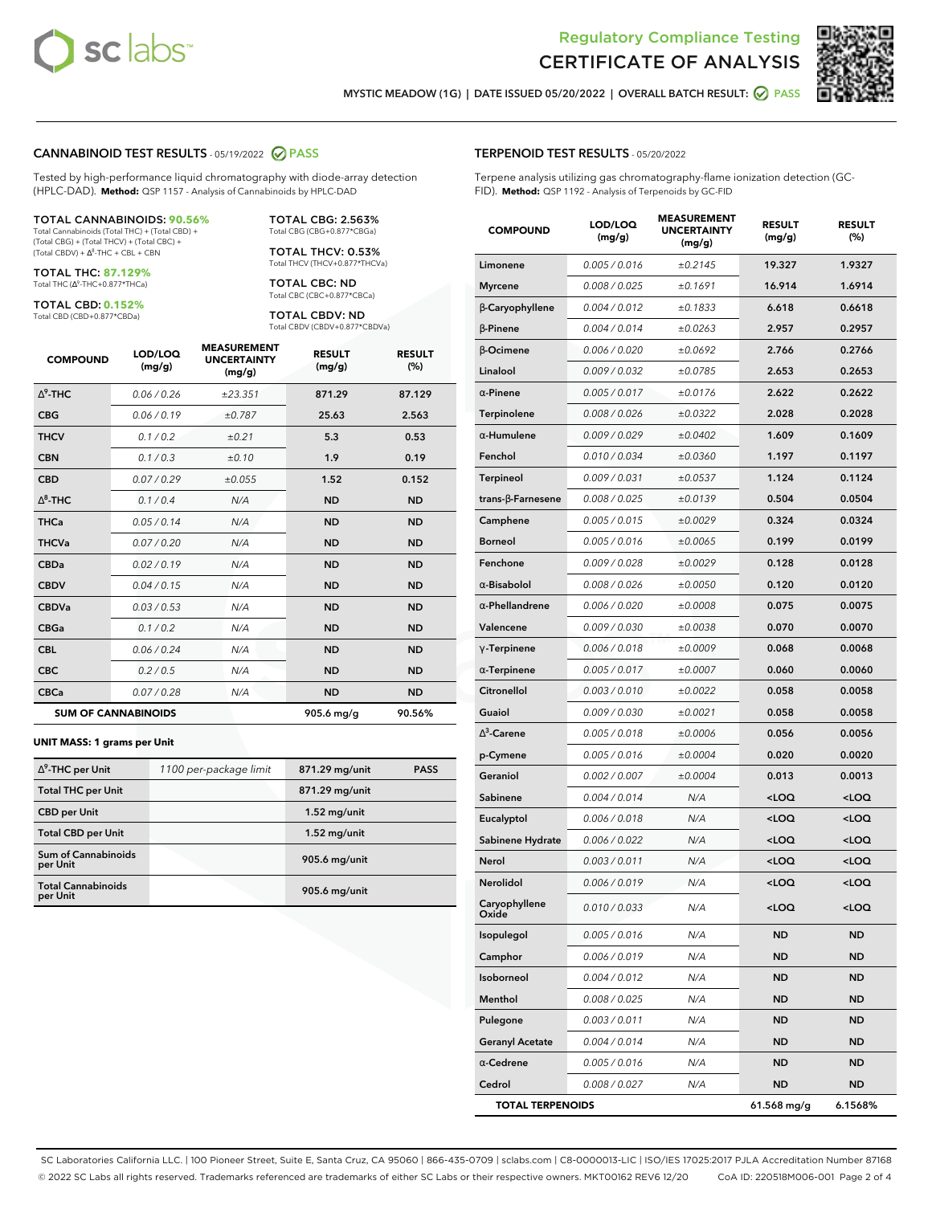Regulatory Compliance Testing
# CERTIFICATE OF ANALYSIS

MYSTIC MEADOW (1G) | DATE ISSUED 05/20/2022 | OVERALL BATCH RESULT: PASS

## CANNABINOID TEST RESULTS - 05/19/2022 PASS

Tested by high-performance liquid chromatography with diode-array detection (HPLC-DAD). **Method:** QSP 1157 - Analysis of Cannabinoids by HPLC-DAD

**TOTAL CANNABINOIDS: 90.56%**
Total Cannabinoids (Total THC) + (Total CBD) + (Total CBG) + (Total THCV) + (Total CBC) + (Total CBDV) + $\Delta^8$-THC + CBL + CBN

**TOTAL THC: 87.129%**
Total THC ($\Delta^9$-THC+0.877*THCa)

**TOTAL CBD: 0.152%**
Total CBD (CBD+0.877*CBDa)

**TOTAL CBG: 2.563%**
Total CBG (CBG+0.877*CBGa)

**TOTAL THCV: 0.53%**
Total THCV (THCV+0.877*THCVa)

**TOTAL CBC: ND**
Total CBC (CBC+0.877*CBCa)

**TOTAL CBDV: ND**
Total CBDV (CBDV+0.877*CBDVa)

| COMPOUND | LOD/LOQ (mg/g) | MEASUREMENT UNCERTAINTY (mg/g) | RESULT (mg/g) | RESULT (%) |
|---|---|---|---|---|
| $\Delta^9$-THC | 0.06 / 0.26 | ±23.351 | 871.29 | 87.129 |
| CBG | 0.06 / 0.19 | ±0.787 | 25.63 | 2.563 |
| THCV | 0.1 / 0.2 | ±0.21 | 5.3 | 0.53 |
| CBN | 0.1 / 0.3 | ±0.10 | 1.9 | 0.19 |
| CBD | 0.07 / 0.29 | ±0.055 | 1.52 | 0.152 |
| $\Delta^8$-THC | 0.1 / 0.4 | N/A | ND | ND |
| THCa | 0.05 / 0.14 | N/A | ND | ND |
| THCVa | 0.07 / 0.20 | N/A | ND | ND |
| CBDa | 0.02 / 0.19 | N/A | ND | ND |
| CBDV | 0.04 / 0.15 | N/A | ND | ND |
| CBDVa | 0.03 / 0.53 | N/A | ND | ND |
| CBGa | 0.1 / 0.2 | N/A | ND | ND |
| CBL | 0.06 / 0.24 | N/A | ND | ND |
| CBC | 0.2 / 0.5 | N/A | ND | ND |
| CBCa | 0.07 / 0.28 | N/A | ND | ND |
| **SUM OF CANNABINOIDS** | | | 905.6 mg/g | 90.56% |

**UNIT MASS: 1 grams per Unit**

| | | | |
|---|---|---|---|
| $\Delta^9$-THC per Unit | 1100 per-package limit | 871.29 mg/unit | PASS |
| Total THC per Unit | | 871.29 mg/unit | |
| CBD per Unit | | 1.52 mg/unit | |
| Total CBD per Unit | | 1.52 mg/unit | |
| Sum of Cannabinoids per Unit | | 905.6 mg/unit | |
| Total Cannabinoids per Unit | | 905.6 mg/unit | |

## TERPENOID TEST RESULTS - 05/20/2022

Terpene analysis utilizing gas chromatography-flame ionization detection (GC-FID). **Method:** QSP 1192 - Analysis of Terpenoids by GC-FID

| COMPOUND | LOD/LOQ (mg/g) | MEASUREMENT UNCERTAINTY (mg/g) | RESULT (mg/g) | RESULT (%) |
|---|---|---|---|---|
| Limonene | 0.005 / 0.016 | ±0.2145 | 19.327 | 1.9327 |
| Myrcene | 0.008 / 0.025 | ±0.1691 | 16.914 | 1.6914 |
| β-Caryophyllene | 0.004 / 0.012 | ±0.1833 | 6.618 | 0.6618 |
| β-Pinene | 0.004 / 0.014 | ±0.0263 | 2.957 | 0.2957 |
| β-Ocimene | 0.006 / 0.020 | ±0.0692 | 2.766 | 0.2766 |
| Linalool | 0.009 / 0.032 | ±0.0785 | 2.653 | 0.2653 |
| α-Pinene | 0.005 / 0.017 | ±0.0176 | 2.622 | 0.2622 |
| Terpinolene | 0.008 / 0.026 | ±0.0322 | 2.028 | 0.2028 |
| α-Humulene | 0.009 / 0.029 | ±0.0402 | 1.609 | 0.1609 |
| Fenchol | 0.010 / 0.034 | ±0.0360 | 1.197 | 0.1197 |
| Terpineol | 0.009 / 0.031 | ±0.0537 | 1.124 | 0.1124 |
| trans-β-Farnesene | 0.008 / 0.025 | ±0.0139 | 0.504 | 0.0504 |
| Camphene | 0.005 / 0.015 | ±0.0029 | 0.324 | 0.0324 |
| Borneol | 0.005 / 0.016 | ±0.0065 | 0.199 | 0.0199 |
| Fenchone | 0.009 / 0.028 | ±0.0029 | 0.128 | 0.0128 |
| α-Bisabolol | 0.008 / 0.026 | ±0.0050 | 0.120 | 0.0120 |
| α-Phellandrene | 0.006 / 0.020 | ±0.0008 | 0.075 | 0.0075 |
| Valencene | 0.009 / 0.030 | ±0.0038 | 0.070 | 0.0070 |
| γ-Terpinene | 0.006 / 0.018 | ±0.0009 | 0.068 | 0.0068 |
| α-Terpinene | 0.005 / 0.017 | ±0.0007 | 0.060 | 0.0060 |
| Citronellol | 0.003 / 0.010 | ±0.0022 | 0.058 | 0.0058 |
| Guaiol | 0.009 / 0.030 | ±0.0021 | 0.058 | 0.0058 |
| $\Delta^3$-Carene | 0.005 / 0.018 | ±0.0006 | 0.056 | 0.0056 |
| p-Cymene | 0.005 / 0.016 | ±0.0004 | 0.020 | 0.0020 |
| Geraniol | 0.002 / 0.007 | ±0.0004 | 0.013 | 0.0013 |
| Sabinene | 0.004 / 0.014 | N/A | <LOQ | <LOQ |
| Eucalyptol | 0.006 / 0.018 | N/A | <LOQ | <LOQ |
| Sabinene Hydrate | 0.006 / 0.022 | N/A | <LOQ | <LOQ |
| Nerol | 0.003 / 0.011 | N/A | <LOQ | <LOQ |
| Nerolidol | 0.006 / 0.019 | N/A | <LOQ | <LOQ |
| Caryophyllene Oxide | 0.010 / 0.033 | N/A | <LOQ | <LOQ |
| Isopulegol | 0.005 / 0.016 | N/A | ND | ND |
| Camphor | 0.006 / 0.019 | N/A | ND | ND |
| Isoborneol | 0.004 / 0.012 | N/A | ND | ND |
| Menthol | 0.008 / 0.025 | N/A | ND | ND |
| Pulegone | 0.003 / 0.011 | N/A | ND | ND |
| Geranyl Acetate | 0.004 / 0.014 | N/A | ND | ND |
| α-Cedrene | 0.005 / 0.016 | N/A | ND | ND |
| Cedrol | 0.008 / 0.027 | N/A | ND | ND |
| **TOTAL TERPENOIDS** | | | 61.568 mg/g | 6.1568% |

SC Laboratories California LLC. | 100 Pioneer Street, Suite E, Santa Cruz, CA 95060 | 866-435-0709 | sclabs.com | C8-0000013-LIC | ISO/IES 17025:2017 PJLA Accreditation Number 87168
© 2022 SC Labs all rights reserved. Trademarks referenced are trademarks of either SC Labs or their respective owners. MKT00162 REV6 12/20 CoA ID: 220518M006-001